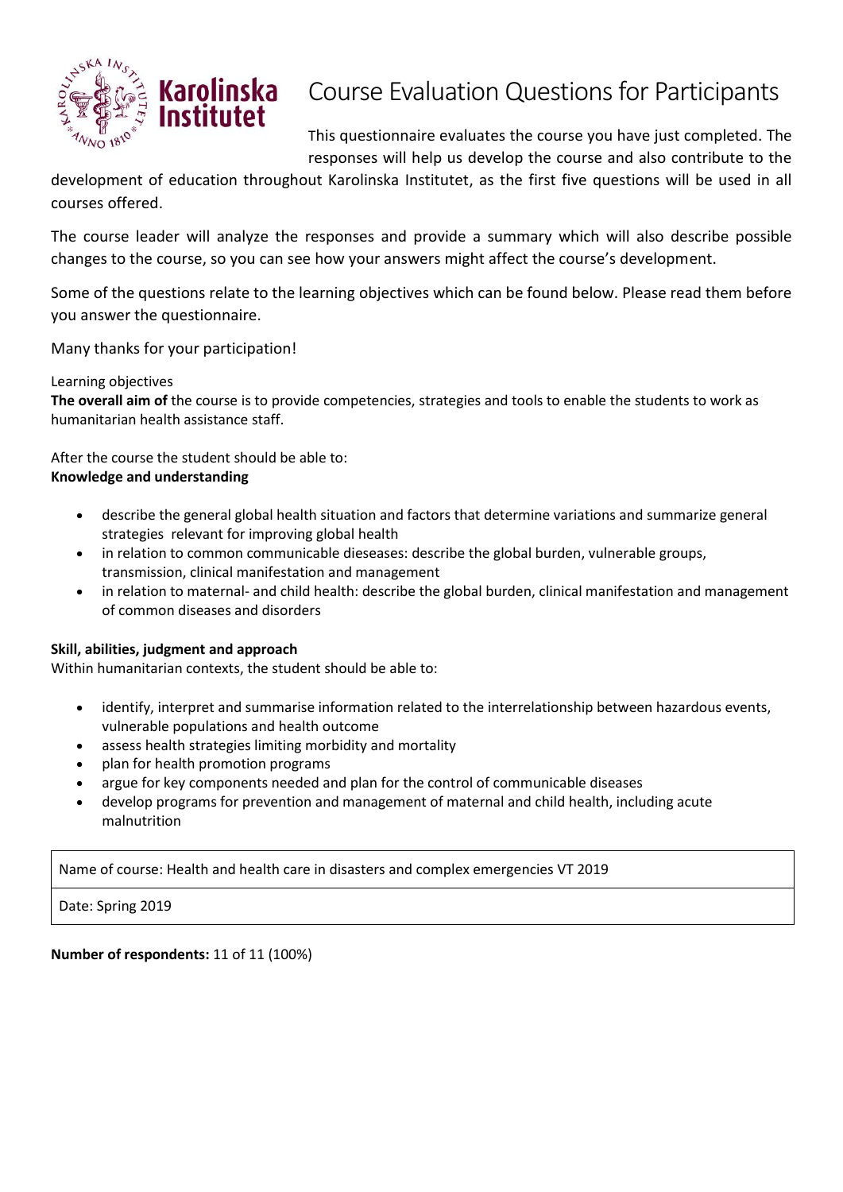# Course Evaluation Questions for Participants

This questionnaire evaluates the course you have just completed. The responses will help us develop the course and also contribute to the development of education throughout Karolinska Institutet, as the first five questions will be used in all courses offered.

The course leader will analyze the responses and provide a summary which will also describe possible changes to the course, so you can see how your answers might affect the course's development.

Some of the questions relate to the learning objectives which can be found below. Please read them before you answer the questionnaire.

Many thanks for your participation!

Learning objectives

**The overall aim of** the course is to provide competencies, strategies and tools to enable the students to work as humanitarian health assistance staff.

After the course the student should be able to:

**Knowledge and understanding**

- describe the general global health situation and factors that determine variations and summarize general strategies relevant for improving global health
- in relation to common communicable dieseases: describe the global burden, vulnerable groups, transmission, clinical manifestation and management
- in relation to maternal- and child health: describe the global burden, clinical manifestation and management of common diseases and disorders

**Skill, abilities, judgment and approach**

Within humanitarian contexts, the student should be able to:

- identify, interpret and summarise information related to the interrelationship between hazardous events, vulnerable populations and health outcome
- assess health strategies limiting morbidity and mortality
- plan for health promotion programs
- argue for key components needed and plan for the control of communicable diseases
- develop programs for prevention and management of maternal and child health, including acute malnutrition

| Name of course: Health and health care in disasters and complex emergencies VT 2019 |
|---|
| Date: Spring 2019 |

**Number of respondents:** 11 of 11 (100%)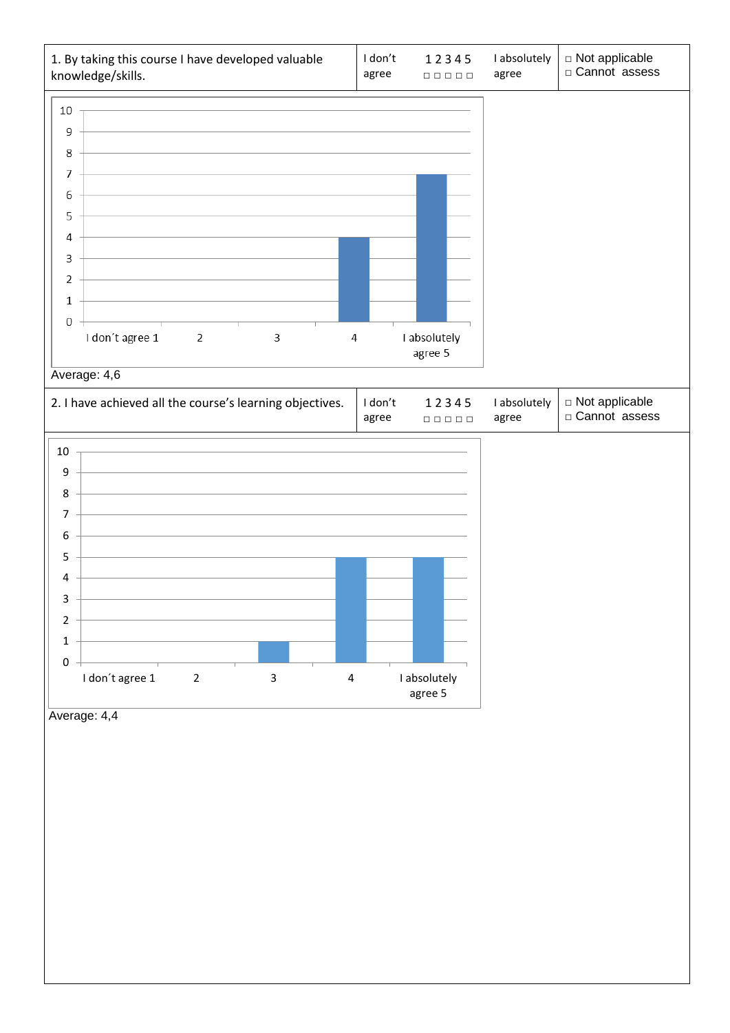| 1. By taking this course I have developed valuable knowledge/skills. | I don't agree | 1 2 3 4 5<br>□ □ □ □ □ | I absolutely agree | □ Not applicable<br>□ Cannot assess |
|---|---|---|---|---|

Average: 4,6

| 2. I have achieved all the course's learning objectives. | I don't agree | 1 2 3 4 5<br>□ □ □ □ □ | I absolutely agree | □ Not applicable<br>□ Cannot assess |
|---|---|---|---|---|

Average: 4,4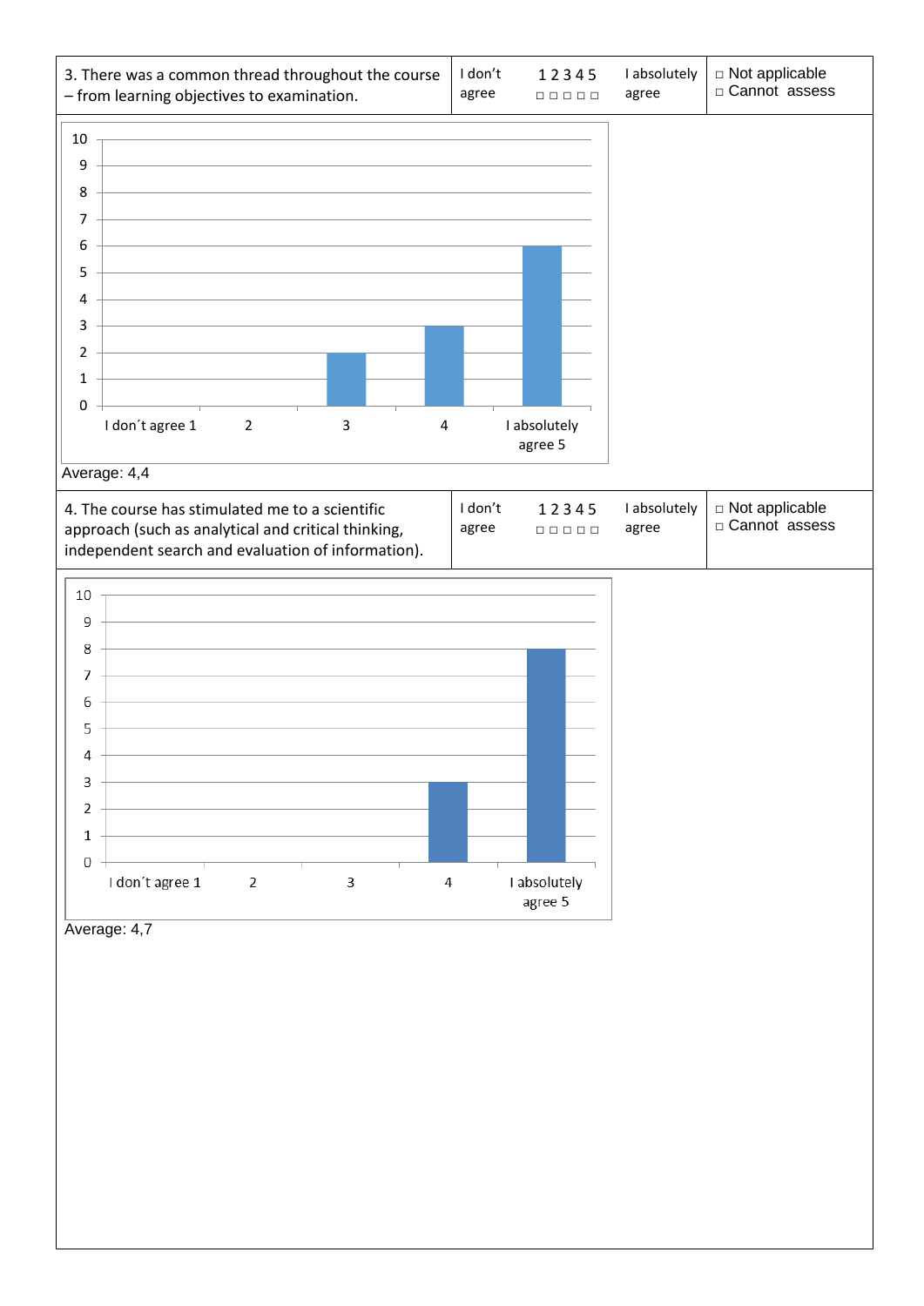| 3. There was a common thread throughout the course – from learning objectives to examination. | I don't agree 1 2 3 4 5 □ □ □ □ □ I absolutely agree | □ Not applicable □ Cannot assess |
|---|---|---|

| Response | Count |
|---|---|
| I don´t agree 1 | 0 |
| 2 | 0 |
| 3 | 2 |
| 4 | 3 |
| I absolutely agree 5 | 6 |

Average: 4,4

| 4. The course has stimulated me to a scientific approach (such as analytical and critical thinking, independent search and evaluation of information). | I don't agree 1 2 3 4 5 □ □ □ □ □ I absolutely agree | □ Not applicable □ Cannot assess |
|---|---|---|

| Response | Count |
|---|---|
| I don´t agree 1 | 0 |
| 2 | 0 |
| 3 | 0 |
| 4 | 3 |
| I absolutely agree 5 | 8 |

Average: 4,7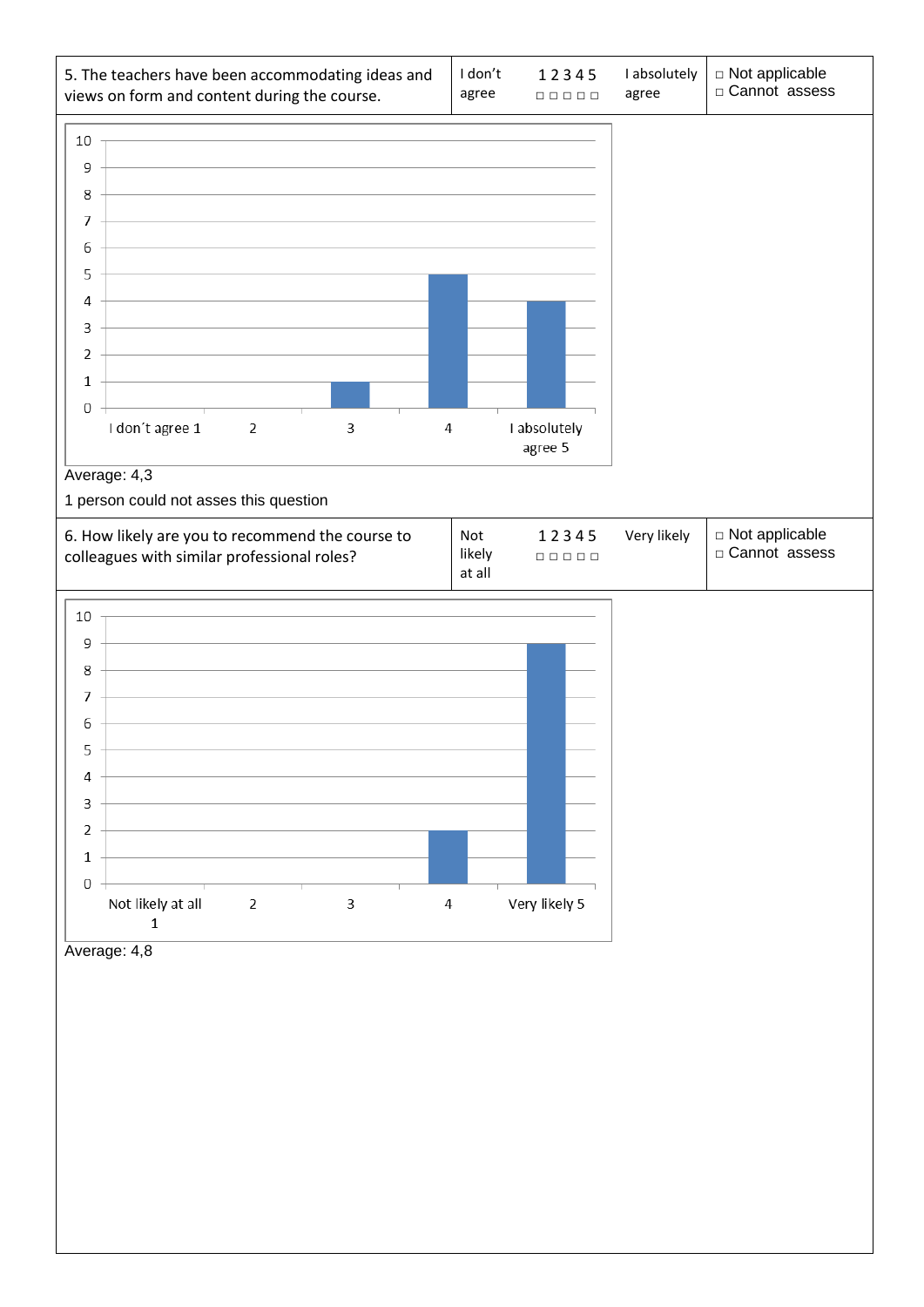| 5. The teachers have been accommodating ideas and views on form and content during the course. | I don´t agree 1 2 3 4 5 □ □ □ □ □ I absolutely agree | □ Not applicable □ Cannot assess |
|---|---|---|

| Response | Count |
|---|---|
| I don´t agree 1 | 0 |
| 2 | 0 |
| 3 | 1 |
| 4 | 5 |
| I absolutely agree 5 | 4 |

Average: 4,3

1 person could not asses this question

| 6. How likely are you to recommend the course to colleagues with similar professional roles? | Not likely at all 1 2 3 4 5 □ □ □ □ □ Very likely | □ Not applicable □ Cannot assess |
|---|---|---|

| Response | Count |
|---|---|
| Not likely at all 1 | 0 |
| 2 | 0 |
| 3 | 0 |
| 4 | 2 |
| Very likely 5 | 9 |

Average: 4,8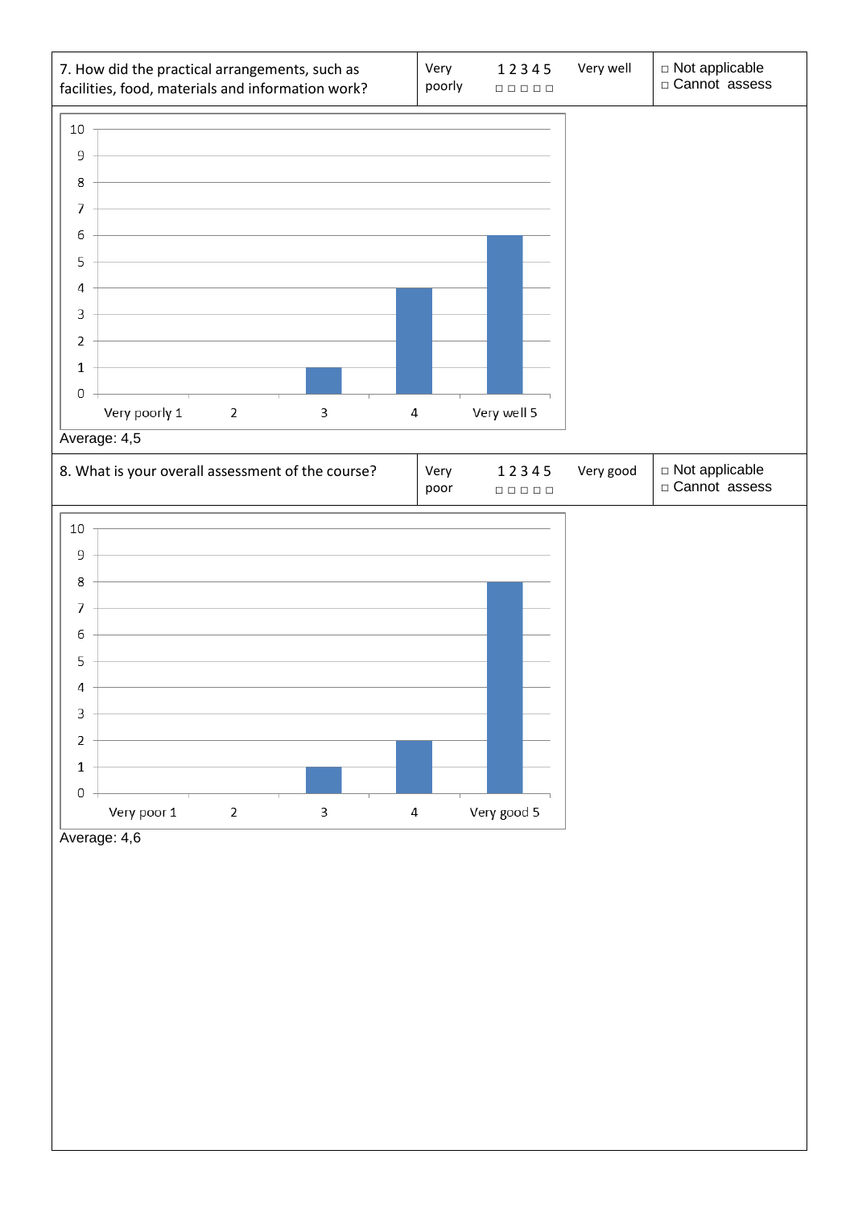| 7. How did the practical arrangements, such as facilities, food, materials and information work? | Very poorly | 1 2 3 4 5<br>□ □ □ □ □ | Very well | □ Not applicable<br>□ Cannot assess |
|---|---|---|---|---|

| Response | Count |
|---|---|
| Very poorly 1 | 0 |
| 2 | 0 |
| 3 | 1 |
| 4 | 4 |
| Very well 5 | 6 |

Average: 4,5

| 8. What is your overall assessment of the course? | Very poor | 1 2 3 4 5<br>□ □ □ □ □ | Very good | □ Not applicable<br>□ Cannot assess |
|---|---|---|---|---|

| Response | Count |
|---|---|
| Very poor 1 | 0 |
| 2 | 0 |
| 3 | 1 |
| 4 | 2 |
| Very good 5 | 8 |

Average: 4,6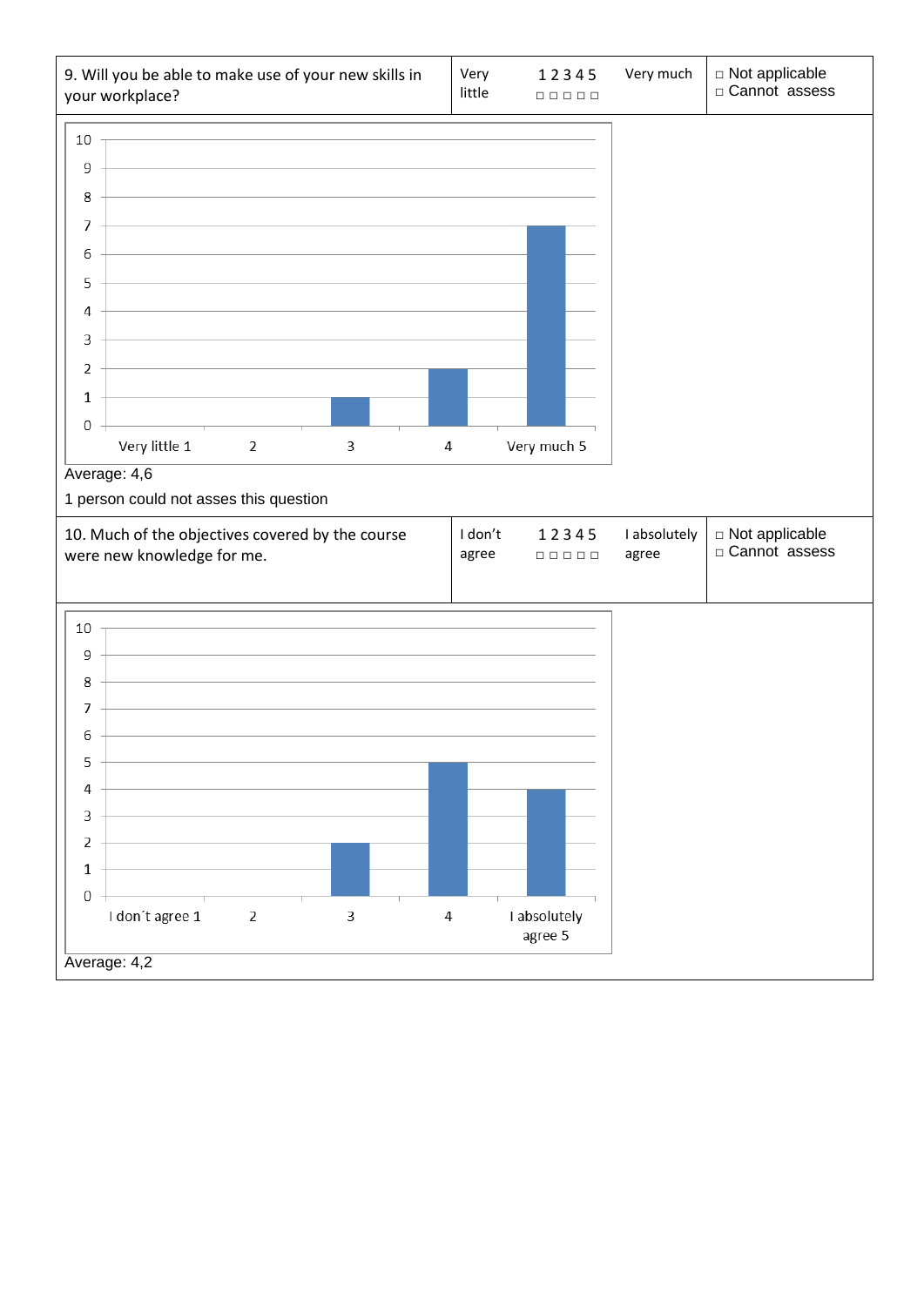| 9. Will you be able to make use of your new skills in your workplace? | Very little 1 2 3 4 5 □ □ □ □ □ Very much | □ Not applicable □ Cannot assess |
|---|---|---|

| Response | Count |
|---|---|
| Very little 1 | 0 |
| 2 | 0 |
| 3 | 1 |
| 4 | 2 |
| Very much 5 | 7 |

Average: 4,6

1 person could not asses this question

| 10. Much of the objectives covered by the course were new knowledge for me. | I don't agree 1 2 3 4 5 □ □ □ □ □ I absolutely agree | □ Not applicable □ Cannot assess |
|---|---|---|

| Response | Count |
|---|---|
| I don´t agree 1 | 0 |
| 2 | 0 |
| 3 | 2 |
| 4 | 5 |
| I absolutely agree 5 | 4 |

Average: 4,2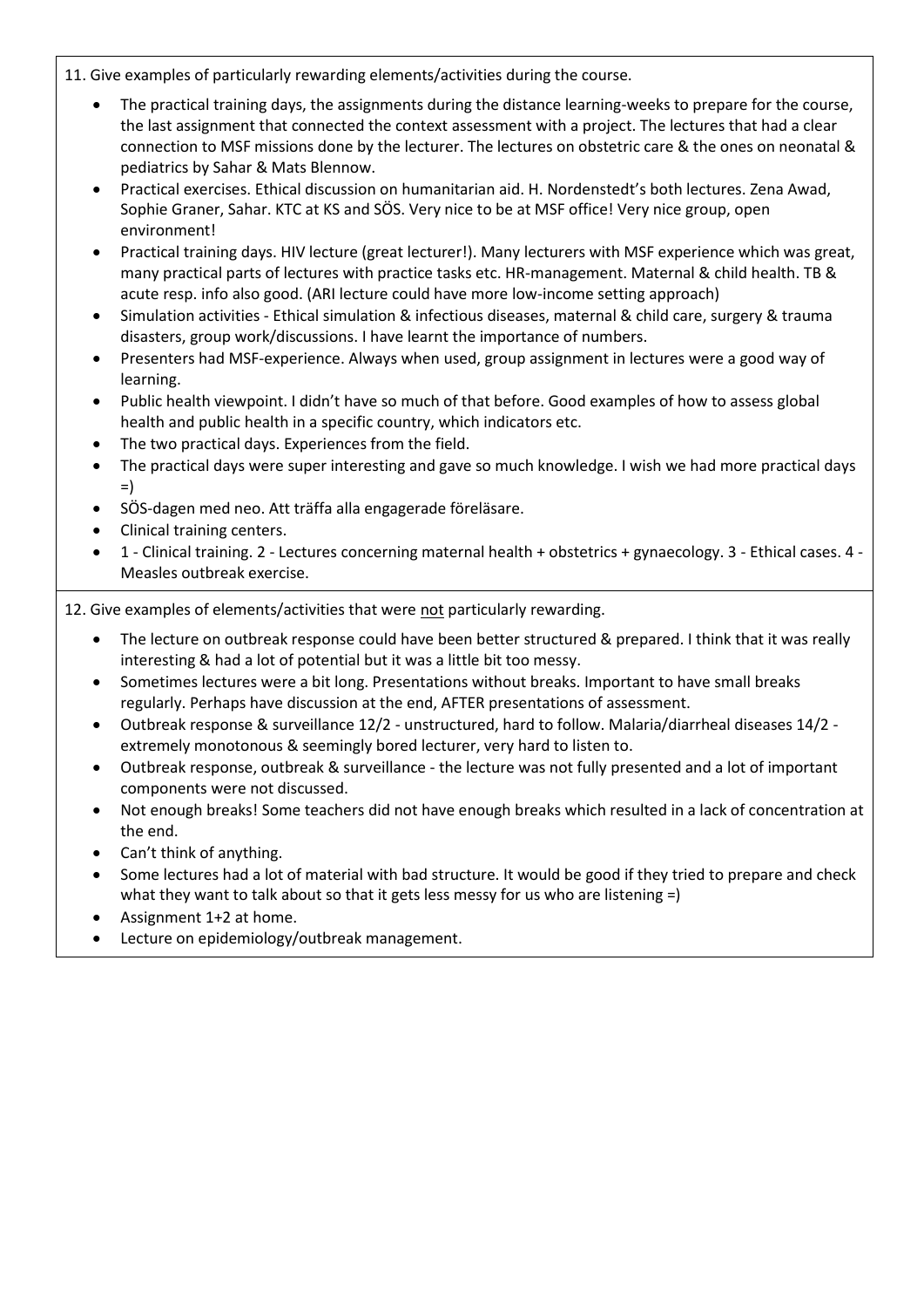11. Give examples of particularly rewarding elements/activities during the course.

- The practical training days, the assignments during the distance learning-weeks to prepare for the course, the last assignment that connected the context assessment with a project. The lectures that had a clear connection to MSF missions done by the lecturer. The lectures on obstetric care & the ones on neonatal & pediatrics by Sahar & Mats Blennow.
- Practical exercises. Ethical discussion on humanitarian aid. H. Nordenstedt's both lectures. Zena Awad, Sophie Graner, Sahar. KTC at KS and SÖS. Very nice to be at MSF office! Very nice group, open environment!
- Practical training days. HIV lecture (great lecturer!). Many lecturers with MSF experience which was great, many practical parts of lectures with practice tasks etc. HR-management. Maternal & child health. TB & acute resp. info also good. (ARI lecture could have more low-income setting approach)
- Simulation activities - Ethical simulation & infectious diseases, maternal & child care, surgery & trauma disasters, group work/discussions. I have learnt the importance of numbers.
- Presenters had MSF-experience. Always when used, group assignment in lectures were a good way of learning.
- Public health viewpoint. I didn't have so much of that before. Good examples of how to assess global health and public health in a specific country, which indicators etc.
- The two practical days. Experiences from the field.
- The practical days were super interesting and gave so much knowledge. I wish we had more practical days =)
- SÖS-dagen med neo. Att träffa alla engagerade föreläsare.
- Clinical training centers.
- 1 - Clinical training. 2 - Lectures concerning maternal health + obstetrics + gynaecology. 3 - Ethical cases. 4 - Measles outbreak exercise.

12. Give examples of elements/activities that were <u>not</u> particularly rewarding.

- The lecture on outbreak response could have been better structured & prepared. I think that it was really interesting & had a lot of potential but it was a little bit too messy.
- Sometimes lectures were a bit long. Presentations without breaks. Important to have small breaks regularly. Perhaps have discussion at the end, AFTER presentations of assessment.
- Outbreak response & surveillance 12/2 - unstructured, hard to follow. Malaria/diarrheal diseases 14/2 - extremely monotonous & seemingly bored lecturer, very hard to listen to.
- Outbreak response, outbreak & surveillance - the lecture was not fully presented and a lot of important components were not discussed.
- Not enough breaks! Some teachers did not have enough breaks which resulted in a lack of concentration at the end.
- Can't think of anything.
- Some lectures had a lot of material with bad structure. It would be good if they tried to prepare and check what they want to talk about so that it gets less messy for us who are listening =)
- Assignment 1+2 at home.
- Lecture on epidemiology/outbreak management.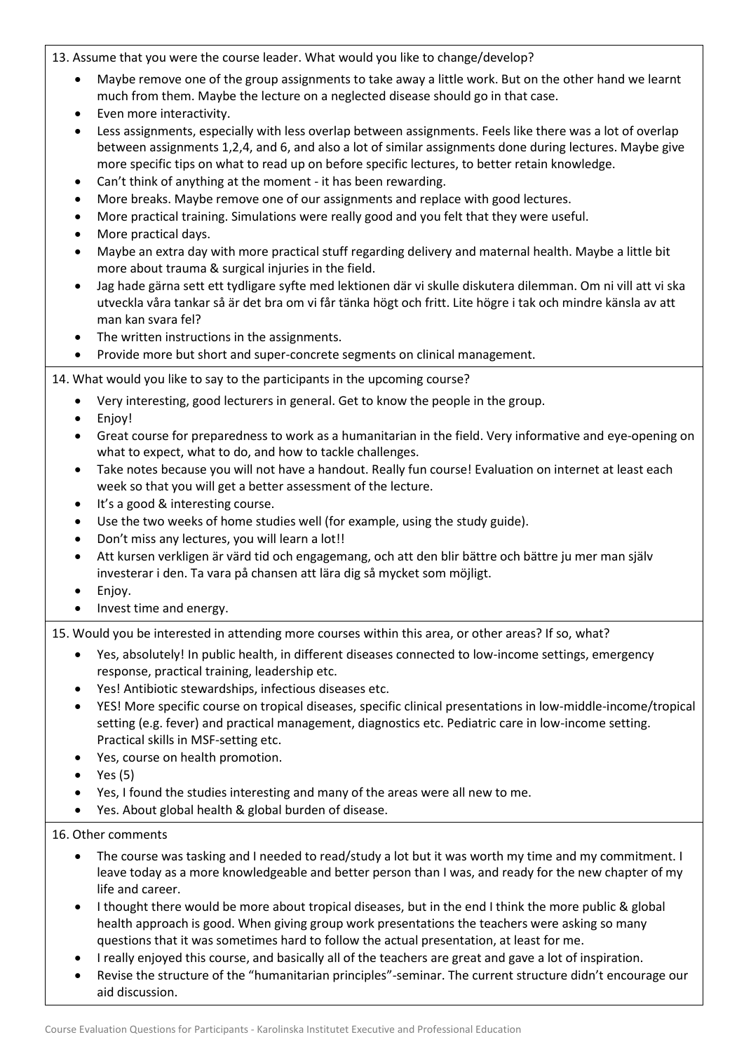13. Assume that you were the course leader. What would you like to change/develop?

- Maybe remove one of the group assignments to take away a little work. But on the other hand we learnt much from them. Maybe the lecture on a neglected disease should go in that case.
- Even more interactivity.
- Less assignments, especially with less overlap between assignments. Feels like there was a lot of overlap between assignments 1,2,4, and 6, and also a lot of similar assignments done during lectures. Maybe give more specific tips on what to read up on before specific lectures, to better retain knowledge.
- Can't think of anything at the moment - it has been rewarding.
- More breaks. Maybe remove one of our assignments and replace with good lectures.
- More practical training. Simulations were really good and you felt that they were useful.
- More practical days.
- Maybe an extra day with more practical stuff regarding delivery and maternal health. Maybe a little bit more about trauma & surgical injuries in the field.
- Jag hade gärna sett ett tydligare syfte med lektionen där vi skulle diskutera dilemman. Om ni vill att vi ska utveckla våra tankar så är det bra om vi får tänka högt och fritt. Lite högre i tak och mindre känsla av att man kan svara fel?
- The written instructions in the assignments.
- Provide more but short and super-concrete segments on clinical management.

14. What would you like to say to the participants in the upcoming course?

- Very interesting, good lecturers in general. Get to know the people in the group.
- Enjoy!
- Great course for preparedness to work as a humanitarian in the field. Very informative and eye-opening on what to expect, what to do, and how to tackle challenges.
- Take notes because you will not have a handout. Really fun course! Evaluation on internet at least each week so that you will get a better assessment of the lecture.
- It's a good & interesting course.
- Use the two weeks of home studies well (for example, using the study guide).
- Don't miss any lectures, you will learn a lot!!
- Att kursen verkligen är värd tid och engagemang, och att den blir bättre och bättre ju mer man själv investerar i den. Ta vara på chansen att lära dig så mycket som möjligt.
- Enjoy.
- Invest time and energy.

15. Would you be interested in attending more courses within this area, or other areas? If so, what?

- Yes, absolutely! In public health, in different diseases connected to low-income settings, emergency response, practical training, leadership etc.
- Yes! Antibiotic stewardships, infectious diseases etc.
- YES! More specific course on tropical diseases, specific clinical presentations in low-middle-income/tropical setting (e.g. fever) and practical management, diagnostics etc. Pediatric care in low-income setting. Practical skills in MSF-setting etc.
- Yes, course on health promotion.
- Yes (5)
- Yes, I found the studies interesting and many of the areas were all new to me.
- Yes. About global health & global burden of disease.

16. Other comments

- The course was tasking and I needed to read/study a lot but it was worth my time and my commitment. I leave today as a more knowledgeable and better person than I was, and ready for the new chapter of my life and career.
- I thought there would be more about tropical diseases, but in the end I think the more public & global health approach is good. When giving group work presentations the teachers were asking so many questions that it was sometimes hard to follow the actual presentation, at least for me.
- I really enjoyed this course, and basically all of the teachers are great and gave a lot of inspiration.
- Revise the structure of the "humanitarian principles"-seminar. The current structure didn't encourage our aid discussion.